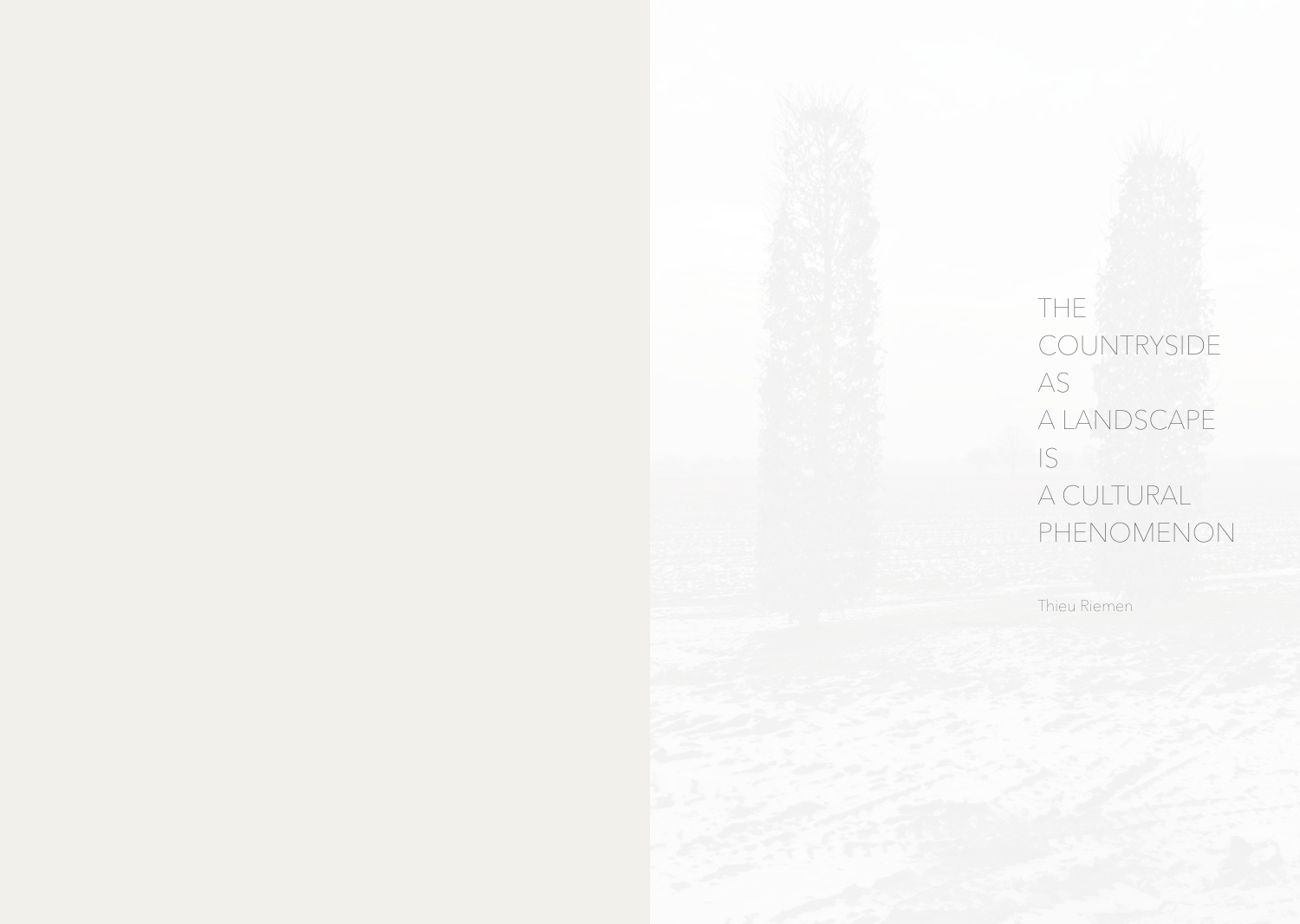# THE COUNTRYSIDE AS A LANDSCAPE IS A CULTURAL PHENOMENON

Thieu Riemen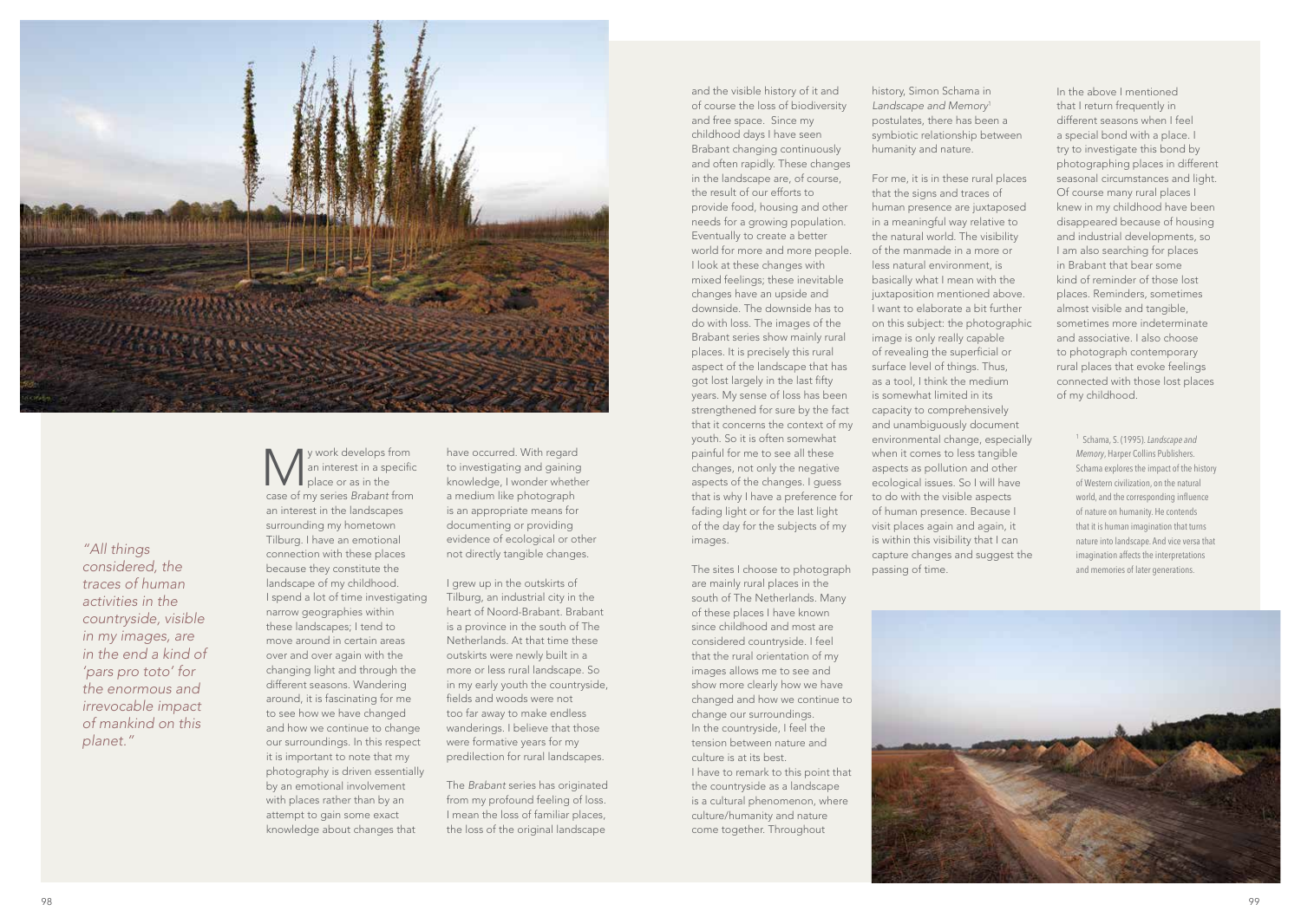*"All things considered, the traces of human activities in the countryside, visible in my images, are in the end a kind of 'pars pro toto' for the enormous and irrevocable impact of mankind on this planet."*

My work develops from an interest in a specific place or as in the case of my series *Brabant* from an interest in the landscapes surrounding my hometown Tilburg. I have an emotional connection with these places because they constitute the landscape of my childhood. I spend a lot of time investigating narrow geographies within these landscapes; I tend to move around in certain areas over and over again with the changing light and through the different seasons. Wandering around, it is fascinating for me to see how we have changed and how we continue to change our surroundings. In this respect it is important to note that my photography is driven essentially by an emotional involvement with places rather than by an attempt to gain some exact knowledge about changes that have occurred. With regard to investigating and gaining knowledge, I wonder whether a medium like photograph is an appropriate means for documenting or providing evidence of ecological or other not directly tangible changes.

I grew up in the outskirts of Tilburg, an industrial city in the heart of Noord-Brabant. Brabant is a province in the south of The Netherlands. At that time these outskirts were newly built in a more or less rural landscape. So in my early youth the countryside, fields and woods were not too far away to make endless wanderings. I believe that those were formative years for my predilection for rural landscapes.

The *Brabant* series has originated from my profound feeling of loss. I mean the loss of familiar places, the loss of the original landscape and the visible history of it and of course the loss of biodiversity and free space. Since my childhood days I have seen Brabant changing continuously and often rapidly. These changes in the landscape are, of course, the result of our efforts to provide food, housing and other needs for a growing population. Eventually to create a better world for more and more people. I look at these changes with mixed feelings; these inevitable changes have an upside and downside. The downside has to do with loss. The images of the Brabant series show mainly rural places. It is precisely this rural aspect of the landscape that has got lost largely in the last fifty years. My sense of loss has been strengthened for sure by the fact that it concerns the context of my youth. So it is often somewhat painful for me to see all these changes, not only the negative aspects of the changes. I guess that is why I have a preference for fading light or for the last light of the day for the subjects of my images.

The sites I choose to photograph are mainly rural places in the south of The Netherlands. Many of these places I have known since childhood and most are considered countryside. I feel that the rural orientation of my images allows me to see and show more clearly how we have changed and how we continue to change our surroundings.
In the countryside, I feel the tension between nature and culture is at its best.
I have to remark to this point that the countryside as a landscape is a cultural phenomenon, where culture/humanity and nature come together. Throughout history, Simon Schama in *Landscape and Memory*[1] postulates, there has been a symbiotic relationship between humanity and nature.

For me, it is in these rural places that the signs and traces of human presence are juxtaposed in a meaningful way relative to the natural world. The visibility of the manmade in a more or less natural environment, is basically what I mean with the juxtaposition mentioned above. I want to elaborate a bit further on this subject: the photographic image is only really capable of revealing the superficial or surface level of things. Thus, as a tool, I think the medium is somewhat limited in its capacity to comprehensively and unambiguously document environmental change, especially when it comes to less tangible aspects as pollution and other ecological issues. So I will have to do with the visible aspects of human presence. Because I visit places again and again, it is within this visibility that I can capture changes and suggest the passing of time.

In the above I mentioned that I return frequently in different seasons when I feel a special bond with a place. I try to investigate this bond by photographing places in different seasonal circumstances and light. Of course many rural places I knew in my childhood have been disappeared because of housing and industrial developments, so I am also searching for places in Brabant that bear some kind of reminder of those lost places. Reminders, sometimes almost visible and tangible, sometimes more indeterminate and associative. I also choose to photograph contemporary rural places that evoke feelings connected with those lost places of my childhood.

[1] Schama, S. (1995). *Landscape and Memory*, Harper Collins Publishers. Schama explores the impact of the history of Western civilization, on the natural world, and the corresponding influence of nature on humanity. He contends that it is human imagination that turns nature into landscape. And vice versa that imagination affects the interpretations and memories of later generations.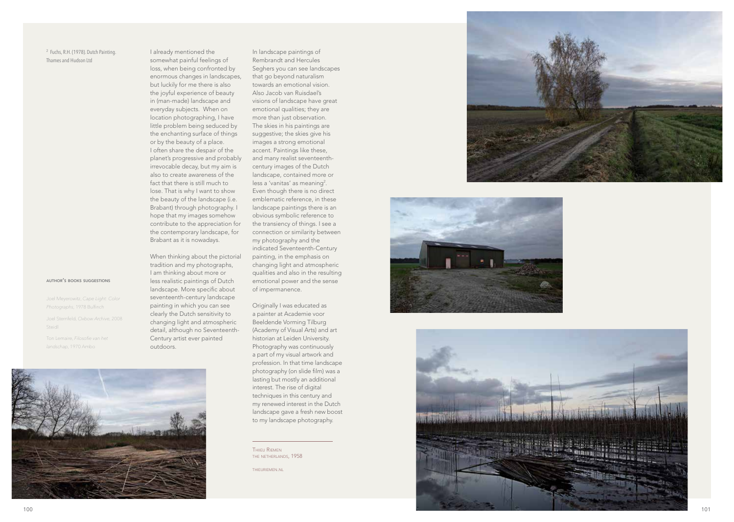[2] Fuchs, R.H. (1978). Dutch Painting. Thames and Hudson Ltd

I already mentioned the somewhat painful feelings of loss, when being confronted by enormous changes in landscapes, but luckily for me there is also the joyful experience of beauty in (man-made) landscape and everyday subjects. When on location photographing, I have little problem being seduced by the enchanting surface of things or by the beauty of a place. I often share the despair of the planet's progressive and probably irrevocable decay, but my aim is also to create awareness of the fact that there is still much to lose. That is why I want to show the beauty of the landscape (i.e. Brabant) through photography. I hope that my images somehow contribute to the appreciation for the contemporary landscape, for Brabant as it is nowadays.

When thinking about the pictorial tradition and my photographs, I am thinking about more or less realistic paintings of Dutch landscape. More specific about seventeenth-century landscape painting in which you can see clearly the Dutch sensitivity to changing light and atmospheric detail, although no Seventeenth-Century artist ever painted outdoors.

In landscape paintings of Rembrandt and Hercules Seghers you can see landscapes that go beyond naturalism towards an emotional vision. Also Jacob van Ruisdael's visions of landscape have great emotional qualities; they are more than just observation. The skies in his paintings are suggestive; the skies give his images a strong emotional accent. Paintings like these, and many realist seventeenth-century images of the Dutch landscape, contained more or less a 'vanitas' as meaning[2]. Even though there is no direct emblematic reference, in these landscape paintings there is an obvious symbolic reference to the transiency of things. I see a connection or similarity between my photography and the indicated Seventeenth-Century painting, in the emphasis on changing light and atmospheric qualities and also in the resulting emotional power and the sense of impermanence.

Originally I was educated as a painter at Academie voor Beeldende Vorming Tilburg (Academy of Visual Arts) and art historian at Leiden University. Photography was continuously a part of my visual artwork and profession. In that time landscape photography (on slide film) was a lasting but mostly an additional interest. The rise of digital techniques in this century and my renewed interest in the Dutch landscape gave a fresh new boost to my landscape photography.

THIEU RIEMEN
THE NETHERLANDS, 1958

THIEURIEMEN.NL

AUTHOR'S BOOKS SUGGESTIONS

Joel Meyerowitz, *Cape Light: Color Photographs*, 1978 Bulfinch

Joel Sternfeld, *Oxbow Archive*, 2008 Steidl

Ton Lemaire, *Filosofie van het landschap*, 1970 Ambo